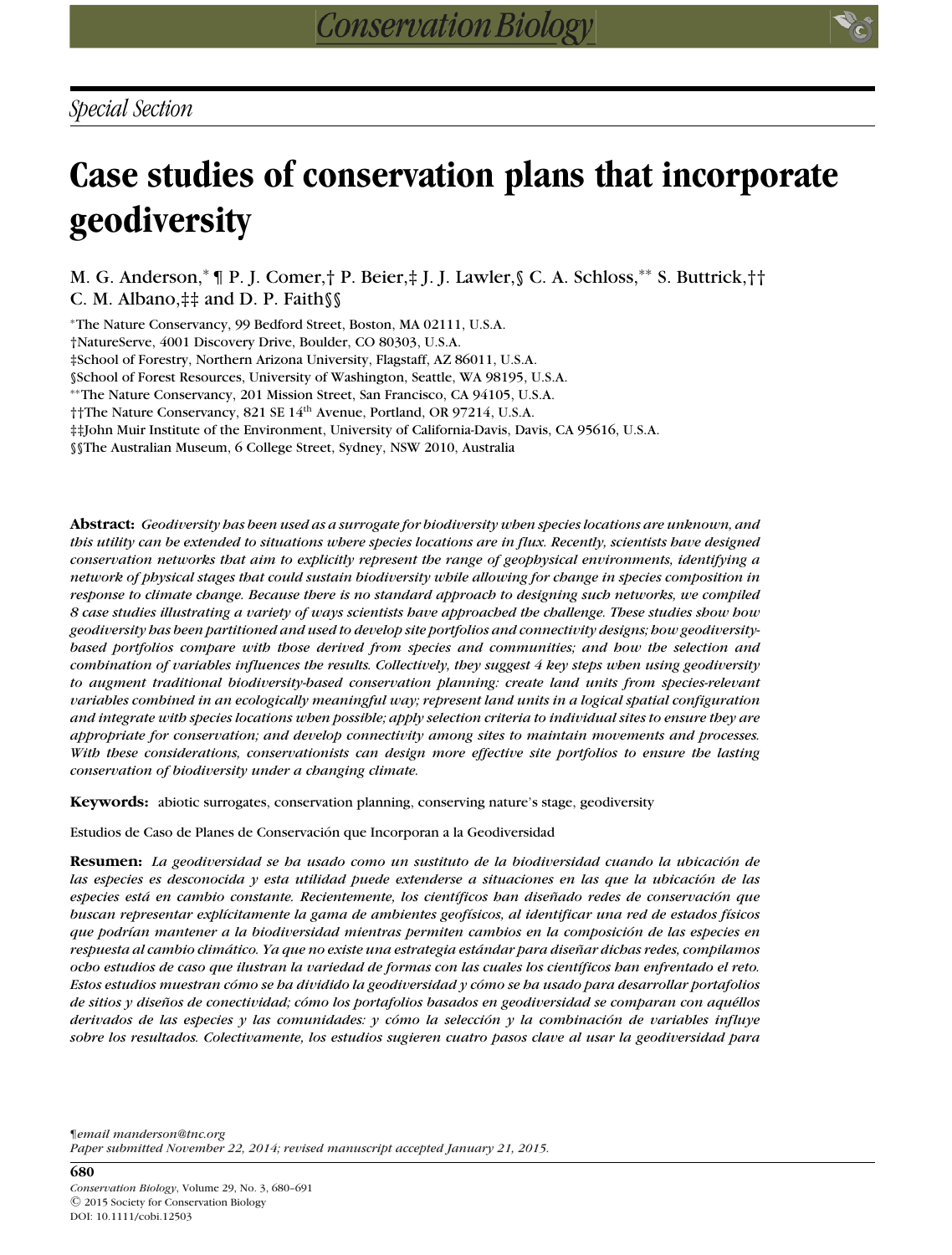*Special Section*

# Case studies of conservation plans that incorporate geodiversity

M. G. Anderson,*¶ P. J. Comer,† P. Beier,‡ J. J. Lawler,§ C. A. Schloss,** S. Buttrick,†† C. M. Albano,‡‡ and D. P. Faith§§

*The Nature Conservancy, 99 Bedford Street, Boston, MA 02111, U.S.A.
†NatureServe, 4001 Discovery Drive, Boulder, CO 80303, U.S.A.
‡School of Forestry, Northern Arizona University, Flagstaff, AZ 86011, U.S.A.
§School of Forest Resources, University of Washington, Seattle, WA 98195, U.S.A.
**The Nature Conservancy, 201 Mission Street, San Francisco, CA 94105, U.S.A.
††The Nature Conservancy, 821 SE 14th Avenue, Portland, OR 97214, U.S.A.
‡‡John Muir Institute of the Environment, University of California-Davis, Davis, CA 95616, U.S.A.
§§The Australian Museum, 6 College Street, Sydney, NSW 2010, Australia

**Abstract:** *Geodiversity has been used as a surrogate for biodiversity when species locations are unknown, and this utility can be extended to situations where species locations are in flux. Recently, scientists have designed conservation networks that aim to explicitly represent the range of geophysical environments, identifying a network of physical stages that could sustain biodiversity while allowing for change in species composition in response to climate change. Because there is no standard approach to designing such networks, we compiled 8 case studies illustrating a variety of ways scientists have approached the challenge. These studies show how geodiversity has been partitioned and used to develop site portfolios and connectivity designs; how geodiversity-based portfolios compare with those derived from species and communities; and how the selection and combination of variables influences the results. Collectively, they suggest 4 key steps when using geodiversity to augment traditional biodiversity-based conservation planning: create land units from species-relevant variables combined in an ecologically meaningful way; represent land units in a logical spatial configuration and integrate with species locations when possible; apply selection criteria to individual sites to ensure they are appropriate for conservation; and develop connectivity among sites to maintain movements and processes. With these considerations, conservationists can design more effective site portfolios to ensure the lasting conservation of biodiversity under a changing climate.*

**Keywords:** abiotic surrogates, conservation planning, conserving nature's stage, geodiversity

Estudios de Caso de Planes de Conservación que Incorporan a la Geodiversidad

**Resumen:** *La geodiversidad se ha usado como un sustituto de la biodiversidad cuando la ubicación de las especies es desconocida y esta utilidad puede extenderse a situaciones en las que la ubicación de las especies está en cambio constante. Recientemente, los científicos han diseñado redes de conservación que buscan representar explícitamente la gama de ambientes geofísicos, al identificar una red de estados físicos que podrían mantener a la biodiversidad mientras permiten cambios en la composición de las especies en respuesta al cambio climático. Ya que no existe una estrategia estándar para diseñar dichas redes, compilamos ocho estudios de caso que ilustran la variedad de formas con las cuales los científicos han enfrentado el reto. Estos estudios muestran cómo se ha dividido la geodiversidad y cómo se ha usado para desarrollar portafolios de sitios y diseños de conectividad; cómo los portafolios basados en geodiversidad se comparan con aquéllos derivados de las especies y las comunidades: y cómo la selección y la combinación de variables influye sobre los resultados. Colectivamente, los estudios sugieren cuatro pasos clave al usar la geodiversidad para*

¶*email manderson@tnc.org*
*Paper submitted November 22, 2014; revised manuscript accepted January 21, 2015.*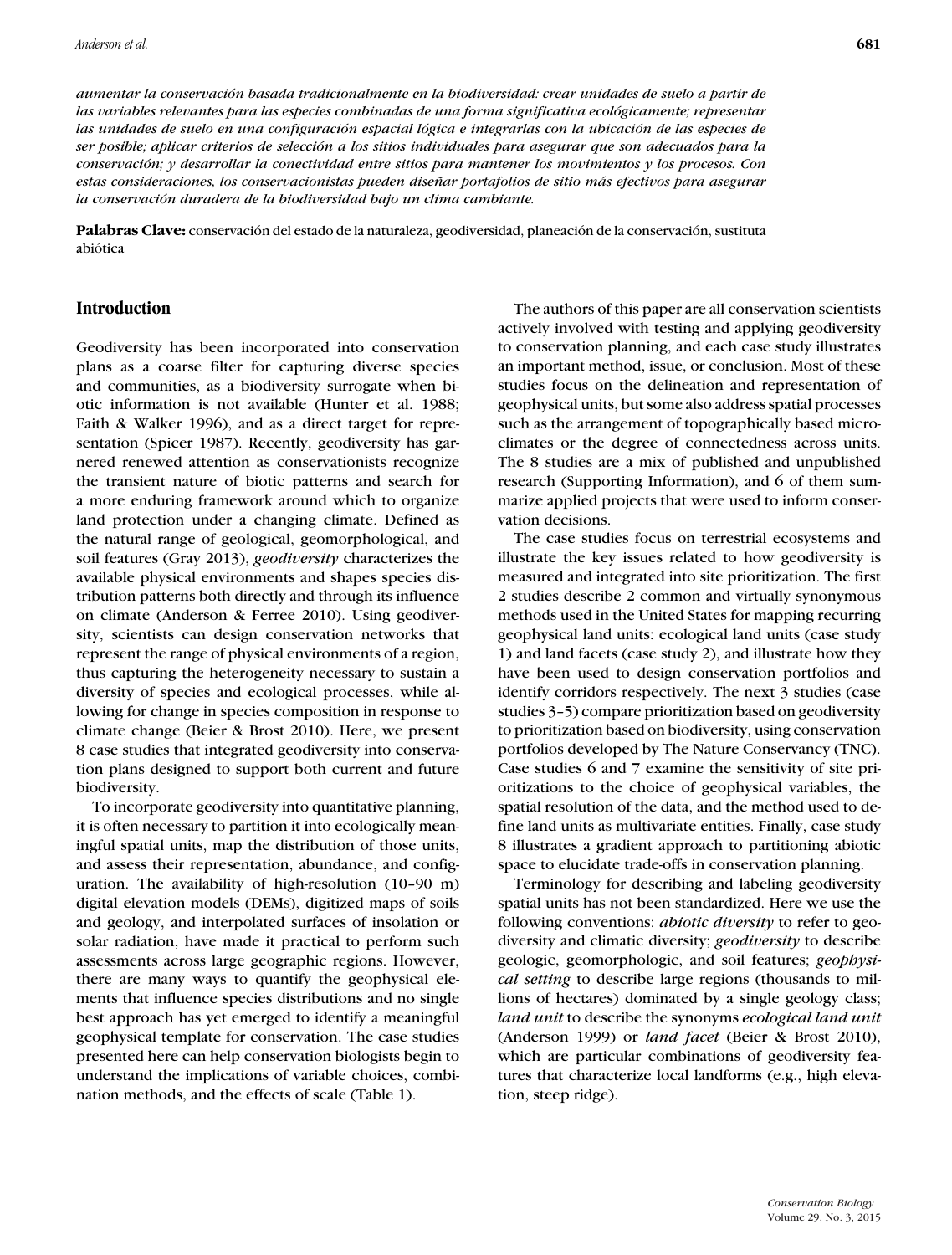*aumentar la conservación basada tradicionalmente en la biodiversidad: crear unidades de suelo a partir de las variables relevantes para las especies combinadas de una forma significativa ecológicamente; representar las unidades de suelo en una configuración espacial lógica e integrarlas con la ubicación de las especies de ser posible; aplicar criterios de selección a los sitios individuales para asegurar que son adecuados para la conservación; y desarrollar la conectividad entre sitios para mantener los movimientos y los procesos. Con estas consideraciones, los conservacionistas pueden diseñar portafolios de sitio más efectivos para asegurar la conservación duradera de la biodiversidad bajo un clima cambiante.*

**Palabras Clave:** conservación del estado de la naturaleza, geodiversidad, planeación de la conservación, sustituta abiótica

## Introduction

Geodiversity has been incorporated into conservation plans as a coarse filter for capturing diverse species and communities, as a biodiversity surrogate when biotic information is not available (Hunter et al. 1988; Faith & Walker 1996), and as a direct target for representation (Spicer 1987). Recently, geodiversity has garnered renewed attention as conservationists recognize the transient nature of biotic patterns and search for a more enduring framework around which to organize land protection under a changing climate. Defined as the natural range of geological, geomorphological, and soil features (Gray 2013), *geodiversity* characterizes the available physical environments and shapes species distribution patterns both directly and through its influence on climate (Anderson & Ferree 2010). Using geodiversity, scientists can design conservation networks that represent the range of physical environments of a region, thus capturing the heterogeneity necessary to sustain a diversity of species and ecological processes, while allowing for change in species composition in response to climate change (Beier & Brost 2010). Here, we present 8 case studies that integrated geodiversity into conservation plans designed to support both current and future biodiversity.

To incorporate geodiversity into quantitative planning, it is often necessary to partition it into ecologically meaningful spatial units, map the distribution of those units, and assess their representation, abundance, and configuration. The availability of high-resolution (10–90 m) digital elevation models (DEMs), digitized maps of soils and geology, and interpolated surfaces of insolation or solar radiation, have made it practical to perform such assessments across large geographic regions. However, there are many ways to quantify the geophysical elements that influence species distributions and no single best approach has yet emerged to identify a meaningful geophysical template for conservation. The case studies presented here can help conservation biologists begin to understand the implications of variable choices, combination methods, and the effects of scale (Table 1).

The authors of this paper are all conservation scientists actively involved with testing and applying geodiversity to conservation planning, and each case study illustrates an important method, issue, or conclusion. Most of these studies focus on the delineation and representation of geophysical units, but some also address spatial processes such as the arrangement of topographically based microclimates or the degree of connectedness across units. The 8 studies are a mix of published and unpublished research (Supporting Information), and 6 of them summarize applied projects that were used to inform conservation decisions.

The case studies focus on terrestrial ecosystems and illustrate the key issues related to how geodiversity is measured and integrated into site prioritization. The first 2 studies describe 2 common and virtually synonymous methods used in the United States for mapping recurring geophysical land units: ecological land units (case study 1) and land facets (case study 2), and illustrate how they have been used to design conservation portfolios and identify corridors respectively. The next 3 studies (case studies 3–5) compare prioritization based on geodiversity to prioritization based on biodiversity, using conservation portfolios developed by The Nature Conservancy (TNC). Case studies 6 and 7 examine the sensitivity of site prioritizations to the choice of geophysical variables, the spatial resolution of the data, and the method used to define land units as multivariate entities. Finally, case study 8 illustrates a gradient approach to partitioning abiotic space to elucidate trade-offs in conservation planning.

Terminology for describing and labeling geodiversity spatial units has not been standardized. Here we use the following conventions: *abiotic diversity* to refer to geodiversity and climatic diversity; *geodiversity* to describe geologic, geomorphologic, and soil features; *geophysical setting* to describe large regions (thousands to millions of hectares) dominated by a single geology class; *land unit* to describe the synonyms *ecological land unit* (Anderson 1999) or *land facet* (Beier & Brost 2010), which are particular combinations of geodiversity features that characterize local landforms (e.g., high elevation, steep ridge).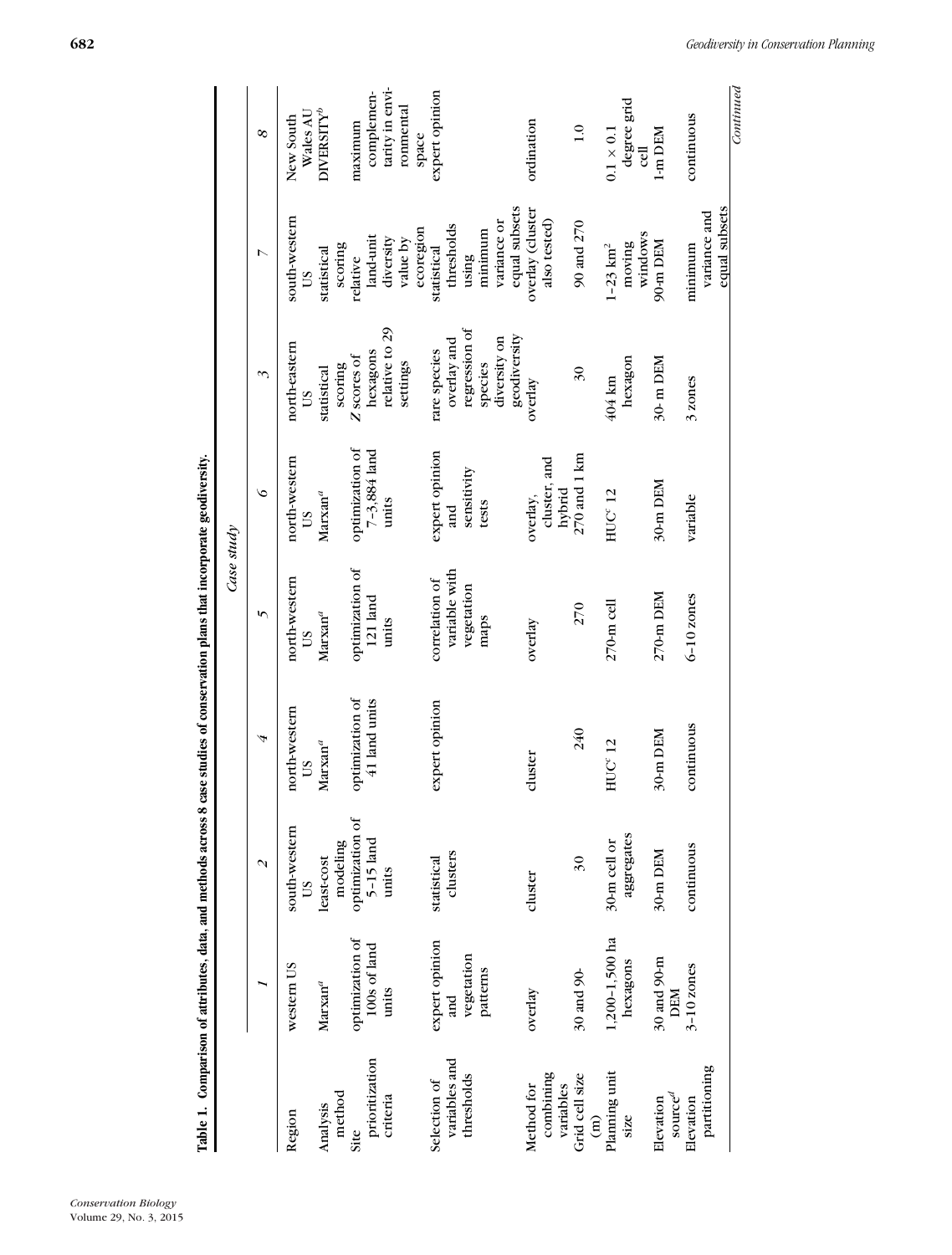**Table 1. Comparison of attributes, data, and methods across 8 case studies of conservation plans that incorporate geodiversity.**

| | Case study | | | | | | | |
|---|---|---|---|---|---|---|---|---|
| | 1 | 2 | 4 | 5 | 6 | 3 | 7 | 8 |
| Region | western US | south-western US | north-western US | north-western US | north-western US | north-eastern US | south-western US | New South Wales AU |
| Analysis method | Marxan[a] | least-cost modeling | Marxan[a] | Marxan[a] | Marxan[a] | statistical scoring | statistical scoring | DIVERSITY[b] |
| Site prioritization criteria | optimization of 100s of land units | optimization of 5–15 land units | optimization of 41 land units | optimization of 121 land units | optimization of 7–3,884 land units | Z scores of hexagons relative to 29 settings | relative land-unit diversity value by ecoregion | maximum complementarity in environmental space |
| Selection of variables and thresholds | expert opinion and vegetation patterns | statistical clusters | expert opinion | correlation of variable with vegetation maps | expert opinion and sensitivity tests | rare species overlay and regression of species diversity on geodiversity | statistical thresholds using minimum variance or equal subsets | expert opinion |
| Method for combining variables | overlay | cluster | cluster | overlay | overlay, cluster, and hybrid | overlay | overlay (cluster also tested) | ordination |
| Grid cell size (m) | 30 and 90- | 30 | 240 | 270 | 270 and 1 km | 30 | 90 and 270 | 1.0 |
| Planning unit size | 1,200–1,500 ha hexagons | 30-m cell or aggregates | HUC[c] 12 | 270-m cell | HUC[c] 12 | 404 km hexagon | 1–23 km$^2$ moving windows | 0.1 × 0.1 degree grid cell |
| Elevation source[d] | 30 and 90-m DEM | 30-m DEM | 30-m DEM | 270-m DEM | 30-m DEM | 30- m DEM | 90-m DEM | 1-m DEM |
| Elevation partitioning | 3–10 zones | continuous | continuous | 6–10 zones | variable | 3 zones | minimum variance and equal subsets | continuous |

*Continued*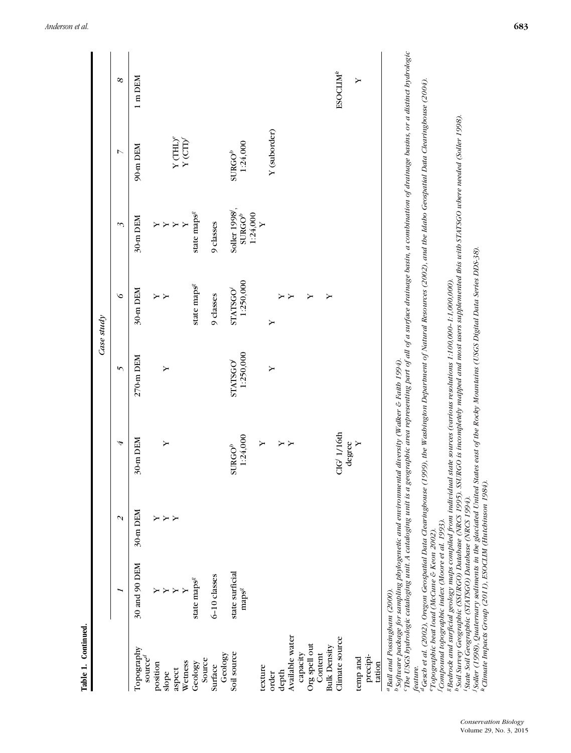**Table 1. Continued.**

| | Case study | | | | | | | |
|---|---|---|---|---|---|---|---|---|
| | 1 | 2 | 4 | 5 | 6 | 3 | 7 | 8 |
| Topography source[d] | 30 and 90 DEM | 30-m DEM | 30-m DEM | 270-m DEM | 30-m DEM | 30-m DEM | 90-m DEM | 1 m DEM |
| position | Y | Y | | | Y | Y | | |
| slope | Y | Y | Y | Y | Y | Y | | |
| aspect | Y | Y | | | | Y | Y (THL)[e] | |
| Wetness | Y | | | | | Y | Y (CTI)[f] | |
| Geology Source | state maps[g] | | | | state maps[g] | state maps[g] | | |
| Surface Geology | 6–10 classes | | | | 9 classes | 9 classes | | |
| Soil source | state surficial maps[g] | | SURGO[h] 1:24,000 | STATSGO[i] 1:250,000 | STATSGO[i] 1:250,000 | Soller 1998[j], SURGO[h] 1:24,000 | SURGO[h] 1:24,000 | |
| texture | | | Y | | | Y | | |
| order | | | | Y | Y | | Y (suborder) | |
| depth | | | Y | | Y | | | |
| Available water capacity | | | Y | | Y | | | |
| Org spell out Content | | | | | Y | | | |
| Bulk Density | | | | | Y | | | |
| Climate source | | | CIG[j] 1/16th degree | | | | | ESOCLIM[k] |
| temp and precipitation | | | Y | | | | | Y |

[a] Ball and Possingham (2000).
[b] Software package for sampling phylogenetic and environmental diversity (Walker & Faith 1994).
[c] The USGS hydrologic cataloging unit. A cataloging unit is a geographic area representing part of all of a surface drainage basin, a combination of drainage basins, or a distinct hydrologic feature.
[d] Gesch et al. (2002), Oregon Geospatial Data Clearinghouse (1999), the Washington Department of Natural Resources (2002), and the Idaho Geospatial Data Clearinghouse (2004).
[e] Topographic heat load (McCune & Keon 2002).
[f] Compound topographic index (Moore et al. 1993).
[g] Bedrock and surficial geology maps compiled from individual state sources (various resolutions 1:100,000–1:1,000,000).
[h] Soil Survey Geographic (SSURGO) Database (NRCS 1995). SSURGO is incompletely mapped and most users supplemented this with STATSGO where needed (Soller 1998).
[i] State Soil Geographic (STATSGO) Database (NRCS 1994).
[j] Soller (1998), Quaternary sediments in the glaciated United States east of the Rocky Mountains (USGS Digital Data Series DDS-38).
[k] Climate Impacts Group (2011), ESOCLIM (Hutchinson 1984).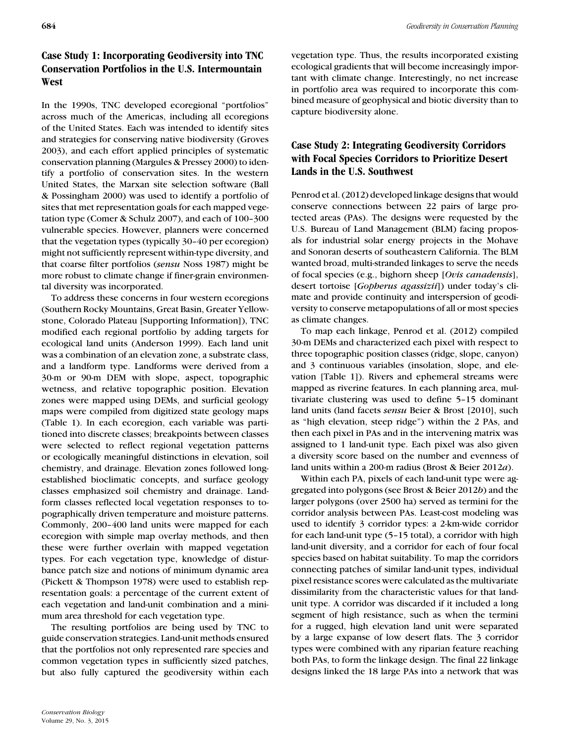## Case Study 1: Incorporating Geodiversity into TNC Conservation Portfolios in the U.S. Intermountain West

In the 1990s, TNC developed ecoregional "portfolios" across much of the Americas, including all ecoregions of the United States. Each was intended to identify sites and strategies for conserving native biodiversity (Groves 2003), and each effort applied principles of systematic conservation planning (Margules & Pressey 2000) to identify a portfolio of conservation sites. In the western United States, the Marxan site selection software (Ball & Possingham 2000) was used to identify a portfolio of sites that met representation goals for each mapped vegetation type (Comer & Schulz 2007), and each of 100–300 vulnerable species. However, planners were concerned that the vegetation types (typically 30–40 per ecoregion) might not sufficiently represent within-type diversity, and that coarse filter portfolios (*sensu* Noss 1987) might be more robust to climate change if finer-grain environmental diversity was incorporated.

To address these concerns in four western ecoregions (Southern Rocky Mountains, Great Basin, Greater Yellowstone, Colorado Plateau [Supporting Information]), TNC modified each regional portfolio by adding targets for ecological land units (Anderson 1999). Each land unit was a combination of an elevation zone, a substrate class, and a landform type. Landforms were derived from a 30-m or 90-m DEM with slope, aspect, topographic wetness, and relative topographic position. Elevation zones were mapped using DEMs, and surficial geology maps were compiled from digitized state geology maps (Table 1). In each ecoregion, each variable was partitioned into discrete classes; breakpoints between classes were selected to reflect regional vegetation patterns or ecologically meaningful distinctions in elevation, soil chemistry, and drainage. Elevation zones followed long-established bioclimatic concepts, and surface geology classes emphasized soil chemistry and drainage. Landform classes reflected local vegetation responses to topographically driven temperature and moisture patterns. Commonly, 200–400 land units were mapped for each ecoregion with simple map overlay methods, and then these were further overlain with mapped vegetation types. For each vegetation type, knowledge of disturbance patch size and notions of minimum dynamic area (Pickett & Thompson 1978) were used to establish representation goals: a percentage of the current extent of each vegetation and land-unit combination and a minimum area threshold for each vegetation type.

The resulting portfolios are being used by TNC to guide conservation strategies. Land-unit methods ensured that the portfolios not only represented rare species and common vegetation types in sufficiently sized patches, but also fully captured the geodiversity within each vegetation type. Thus, the results incorporated existing ecological gradients that will become increasingly important with climate change. Interestingly, no net increase in portfolio area was required to incorporate this combined measure of geophysical and biotic diversity than to capture biodiversity alone.

## Case Study 2: Integrating Geodiversity Corridors with Focal Species Corridors to Prioritize Desert Lands in the U.S. Southwest

Penrod et al. (2012) developed linkage designs that would conserve connections between 22 pairs of large protected areas (PAs). The designs were requested by the U.S. Bureau of Land Management (BLM) facing proposals for industrial solar energy projects in the Mohave and Sonoran deserts of southeastern California. The BLM wanted broad, multi-stranded linkages to serve the needs of focal species (e.g., bighorn sheep [*Ovis canadensis*], desert tortoise [*Gopherus agassizii*]) under today's climate and provide continuity and interspersion of geodiversity to conserve metapopulations of all or most species as climate changes.

To map each linkage, Penrod et al. (2012) compiled 30-m DEMs and characterized each pixel with respect to three topographic position classes (ridge, slope, canyon) and 3 continuous variables (insolation, slope, and elevation [Table 1]). Rivers and ephemeral streams were mapped as riverine features. In each planning area, multivariate clustering was used to define 5–15 dominant land units (land facets *sensu* Beier & Brost [2010], such as "high elevation, steep ridge") within the 2 PAs, and then each pixel in PAs and in the intervening matrix was assigned to 1 land-unit type. Each pixel was also given a diversity score based on the number and evenness of land units within a 200-m radius (Brost & Beier 2012*a*).

Within each PA, pixels of each land-unit type were aggregated into polygons (see Brost & Beier 2012*b*) and the larger polygons (over 2500 ha) served as termini for the corridor analysis between PAs. Least-cost modeling was used to identify 3 corridor types: a 2-km-wide corridor for each land-unit type (5–15 total), a corridor with high land-unit diversity, and a corridor for each of four focal species based on habitat suitability. To map the corridors connecting patches of similar land-unit types, individual pixel resistance scores were calculated as the multivariate dissimilarity from the characteristic values for that land-unit type. A corridor was discarded if it included a long segment of high resistance, such as when the termini for a rugged, high elevation land unit were separated by a large expanse of low desert flats. The 3 corridor types were combined with any riparian feature reaching both PAs, to form the linkage design. The final 22 linkage designs linked the 18 large PAs into a network that was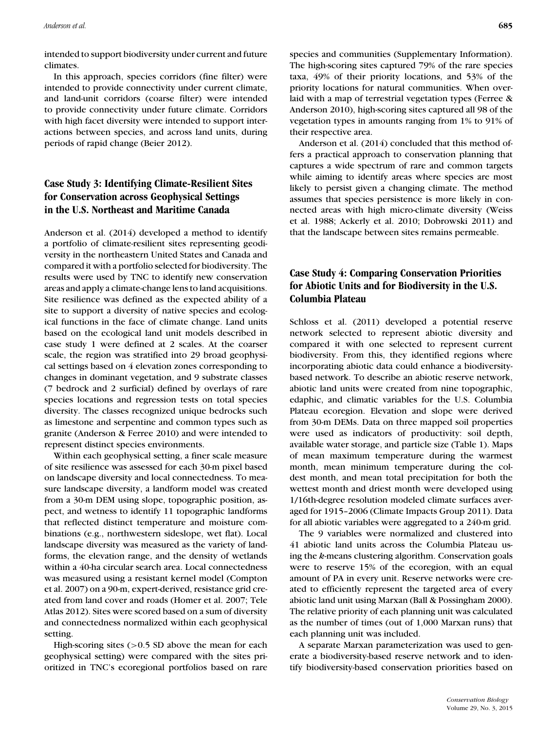intended to support biodiversity under current and future climates.

In this approach, species corridors (fine filter) were intended to provide connectivity under current climate, and land-unit corridors (coarse filter) were intended to provide connectivity under future climate. Corridors with high facet diversity were intended to support interactions between species, and across land units, during periods of rapid change (Beier 2012).

## Case Study 3: Identifying Climate-Resilient Sites for Conservation across Geophysical Settings in the U.S. Northeast and Maritime Canada

Anderson et al. (2014) developed a method to identify a portfolio of climate-resilient sites representing geodiversity in the northeastern United States and Canada and compared it with a portfolio selected for biodiversity. The results were used by TNC to identify new conservation areas and apply a climate-change lens to land acquisitions. Site resilience was defined as the expected ability of a site to support a diversity of native species and ecological functions in the face of climate change. Land units based on the ecological land unit models described in case study 1 were defined at 2 scales. At the coarser scale, the region was stratified into 29 broad geophysical settings based on 4 elevation zones corresponding to changes in dominant vegetation, and 9 substrate classes (7 bedrock and 2 surficial) defined by overlays of rare species locations and regression tests on total species diversity. The classes recognized unique bedrocks such as limestone and serpentine and common types such as granite (Anderson & Ferree 2010) and were intended to represent distinct species environments.

Within each geophysical setting, a finer scale measure of site resilience was assessed for each 30-m pixel based on landscape diversity and local connectedness. To measure landscape diversity, a landform model was created from a 30-m DEM using slope, topographic position, aspect, and wetness to identify 11 topographic landforms that reflected distinct temperature and moisture combinations (e.g., northwestern sideslope, wet flat). Local landscape diversity was measured as the variety of landforms, the elevation range, and the density of wetlands within a 40-ha circular search area. Local connectedness was measured using a resistant kernel model (Compton et al. 2007) on a 90-m, expert-derived, resistance grid created from land cover and roads (Homer et al. 2007; Tele Atlas 2012). Sites were scored based on a sum of diversity and connectedness normalized within each geophysical setting.

High-scoring sites (>0.5 SD above the mean for each geophysical setting) were compared with the sites prioritized in TNC's ecoregional portfolios based on rare species and communities (Supplementary Information). The high-scoring sites captured 79% of the rare species taxa, 49% of their priority locations, and 53% of the priority locations for natural communities. When overlaid with a map of terrestrial vegetation types (Ferree & Anderson 2010), high-scoring sites captured all 98 of the vegetation types in amounts ranging from 1% to 91% of their respective area.

Anderson et al. (2014) concluded that this method offers a practical approach to conservation planning that captures a wide spectrum of rare and common targets while aiming to identify areas where species are most likely to persist given a changing climate. The method assumes that species persistence is more likely in connected areas with high micro-climate diversity (Weiss et al. 1988; Ackerly et al. 2010; Dobrowski 2011) and that the landscape between sites remains permeable.

## Case Study 4: Comparing Conservation Priorities for Abiotic Units and for Biodiversity in the U.S. Columbia Plateau

Schloss et al. (2011) developed a potential reserve network selected to represent abiotic diversity and compared it with one selected to represent current biodiversity. From this, they identified regions where incorporating abiotic data could enhance a biodiversity-based network. To describe an abiotic reserve network, abiotic land units were created from nine topographic, edaphic, and climatic variables for the U.S. Columbia Plateau ecoregion. Elevation and slope were derived from 30-m DEMs. Data on three mapped soil properties were used as indicators of productivity: soil depth, available water storage, and particle size (Table 1). Maps of mean maximum temperature during the warmest month, mean minimum temperature during the coldest month, and mean total precipitation for both the wettest month and driest month were developed using 1/16th-degree resolution modeled climate surfaces averaged for 1915–2006 (Climate Impacts Group 2011). Data for all abiotic variables were aggregated to a 240-m grid.

The 9 variables were normalized and clustered into 41 abiotic land units across the Columbia Plateau using the *k*-means clustering algorithm. Conservation goals were to reserve 15% of the ecoregion, with an equal amount of PA in every unit. Reserve networks were created to efficiently represent the targeted area of every abiotic land unit using Marxan (Ball & Possingham 2000). The relative priority of each planning unit was calculated as the number of times (out of 1,000 Marxan runs) that each planning unit was included.

A separate Marxan parameterization was used to generate a biodiversity-based reserve network and to identify biodiversity-based conservation priorities based on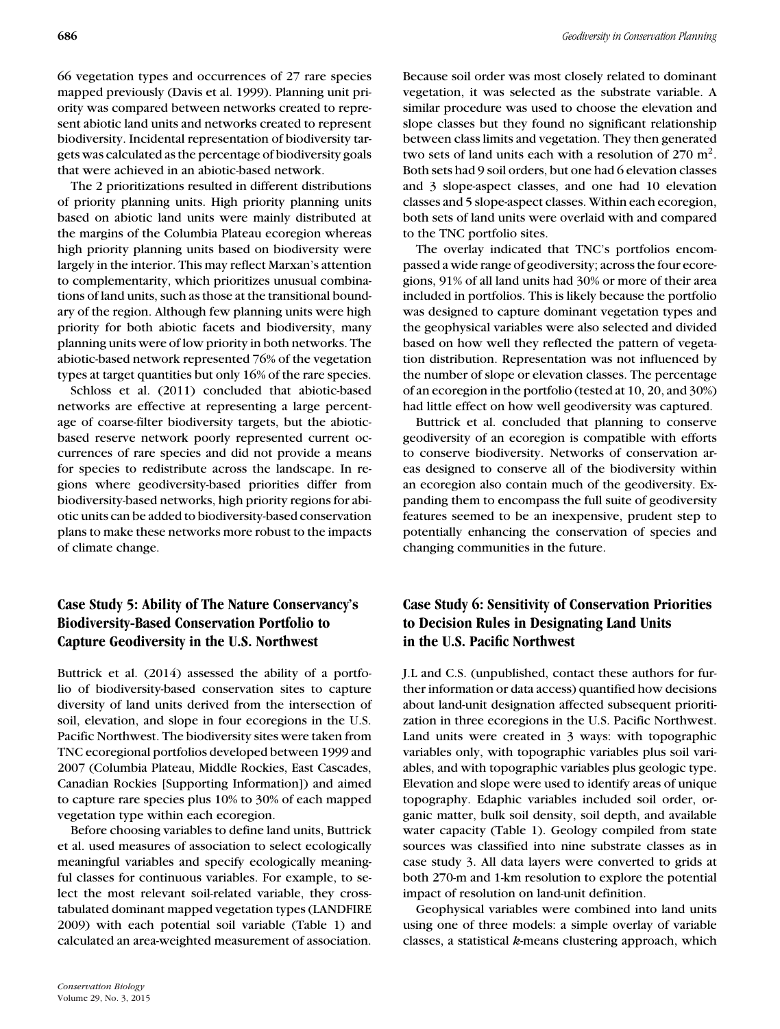66 vegetation types and occurrences of 27 rare species mapped previously (Davis et al. 1999). Planning unit priority was compared between networks created to represent abiotic land units and networks created to represent biodiversity. Incidental representation of biodiversity targets was calculated as the percentage of biodiversity goals that were achieved in an abiotic-based network.

The 2 prioritizations resulted in different distributions of priority planning units. High priority planning units based on abiotic land units were mainly distributed at the margins of the Columbia Plateau ecoregion whereas high priority planning units based on biodiversity were largely in the interior. This may reflect Marxan's attention to complementarity, which prioritizes unusual combinations of land units, such as those at the transitional boundary of the region. Although few planning units were high priority for both abiotic facets and biodiversity, many planning units were of low priority in both networks. The abiotic-based network represented 76% of the vegetation types at target quantities but only 16% of the rare species.

Schloss et al. (2011) concluded that abiotic-based networks are effective at representing a large percentage of coarse-filter biodiversity targets, but the abiotic-based reserve network poorly represented current occurrences of rare species and did not provide a means for species to redistribute across the landscape. In regions where geodiversity-based priorities differ from biodiversity-based networks, high priority regions for abiotic units can be added to biodiversity-based conservation plans to make these networks more robust to the impacts of climate change.

## Case Study 5: Ability of The Nature Conservancy's Biodiversity-Based Conservation Portfolio to Capture Geodiversity in the U.S. Northwest

Buttrick et al. (2014) assessed the ability of a portfolio of biodiversity-based conservation sites to capture diversity of land units derived from the intersection of soil, elevation, and slope in four ecoregions in the U.S. Pacific Northwest. The biodiversity sites were taken from TNC ecoregional portfolios developed between 1999 and 2007 (Columbia Plateau, Middle Rockies, East Cascades, Canadian Rockies [Supporting Information]) and aimed to capture rare species plus 10% to 30% of each mapped vegetation type within each ecoregion.

Before choosing variables to define land units, Buttrick et al. used measures of association to select ecologically meaningful variables and specify ecologically meaningful classes for continuous variables. For example, to select the most relevant soil-related variable, they cross-tabulated dominant mapped vegetation types (LANDFIRE 2009) with each potential soil variable (Table 1) and calculated an area-weighted measurement of association. Because soil order was most closely related to dominant vegetation, it was selected as the substrate variable. A similar procedure was used to choose the elevation and slope classes but they found no significant relationship between class limits and vegetation. They then generated two sets of land units each with a resolution of 270 $m^2$. Both sets had 9 soil orders, but one had 6 elevation classes and 3 slope-aspect classes, and one had 10 elevation classes and 5 slope-aspect classes. Within each ecoregion, both sets of land units were overlaid with and compared to the TNC portfolio sites.

The overlay indicated that TNC's portfolios encompassed a wide range of geodiversity; across the four ecoregions, 91% of all land units had 30% or more of their area included in portfolios. This is likely because the portfolio was designed to capture dominant vegetation types and the geophysical variables were also selected and divided based on how well they reflected the pattern of vegetation distribution. Representation was not influenced by the number of slope or elevation classes. The percentage of an ecoregion in the portfolio (tested at 10, 20, and 30%) had little effect on how well geodiversity was captured.

Buttrick et al. concluded that planning to conserve geodiversity of an ecoregion is compatible with efforts to conserve biodiversity. Networks of conservation areas designed to conserve all of the biodiversity within an ecoregion also contain much of the geodiversity. Expanding them to encompass the full suite of geodiversity features seemed to be an inexpensive, prudent step to potentially enhancing the conservation of species and changing communities in the future.

## Case Study 6: Sensitivity of Conservation Priorities to Decision Rules in Designating Land Units in the U.S. Pacific Northwest

J.L and C.S. (unpublished, contact these authors for further information or data access) quantified how decisions about land-unit designation affected subsequent prioritization in three ecoregions in the U.S. Pacific Northwest. Land units were created in 3 ways: with topographic variables only, with topographic variables plus soil variables, and with topographic variables plus geologic type. Elevation and slope were used to identify areas of unique topography. Edaphic variables included soil order, organic matter, bulk soil density, soil depth, and available water capacity (Table 1). Geology compiled from state sources was classified into nine substrate classes as in case study 3. All data layers were converted to grids at both 270-m and 1-km resolution to explore the potential impact of resolution on land-unit definition.

Geophysical variables were combined into land units using one of three models: a simple overlay of variable classes, a statistical *k*-means clustering approach, which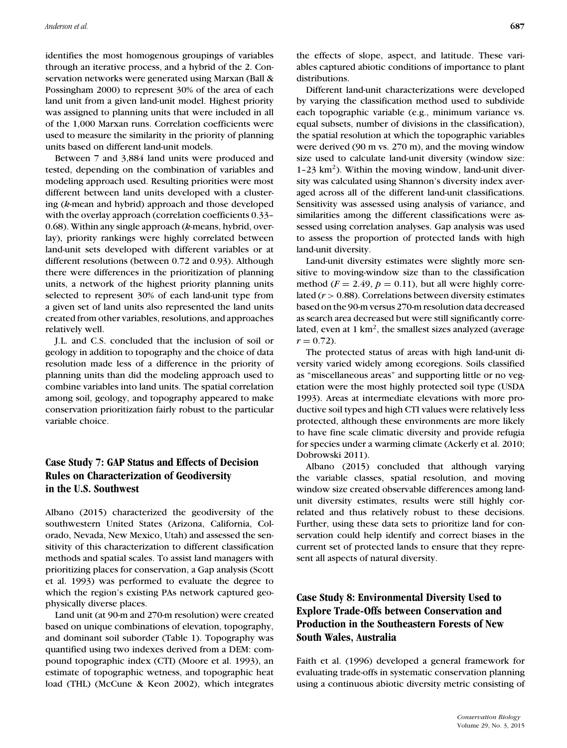identifies the most homogenous groupings of variables through an iterative process, and a hybrid of the 2. Conservation networks were generated using Marxan (Ball & Possingham 2000) to represent 30% of the area of each land unit from a given land-unit model. Highest priority was assigned to planning units that were included in all of the 1,000 Marxan runs. Correlation coefficients were used to measure the similarity in the priority of planning units based on different land-unit models.

Between 7 and 3,884 land units were produced and tested, depending on the combination of variables and modeling approach used. Resulting priorities were most different between land units developed with a clustering (*k*-mean and hybrid) approach and those developed with the overlay approach (correlation coefficients 0.33–0.68). Within any single approach (*k*-means, hybrid, overlay), priority rankings were highly correlated between land-unit sets developed with different variables or at different resolutions (between 0.72 and 0.93). Although there were differences in the prioritization of planning units, a network of the highest priority planning units selected to represent 30% of each land-unit type from a given set of land units also represented the land units created from other variables, resolutions, and approaches relatively well.

J.L. and C.S. concluded that the inclusion of soil or geology in addition to topography and the choice of data resolution made less of a difference in the priority of planning units than did the modeling approach used to combine variables into land units. The spatial correlation among soil, geology, and topography appeared to make conservation prioritization fairly robust to the particular variable choice.

## Case Study 7: GAP Status and Effects of Decision Rules on Characterization of Geodiversity in the U.S. Southwest

Albano (2015) characterized the geodiversity of the southwestern United States (Arizona, California, Colorado, Nevada, New Mexico, Utah) and assessed the sensitivity of this characterization to different classification methods and spatial scales. To assist land managers with prioritizing places for conservation, a Gap analysis (Scott et al. 1993) was performed to evaluate the degree to which the region's existing PAs network captured geophysically diverse places.

Land unit (at 90-m and 270-m resolution) were created based on unique combinations of elevation, topography, and dominant soil suborder (Table 1). Topography was quantified using two indexes derived from a DEM: compound topographic index (CTI) (Moore et al. 1993), an estimate of topographic wetness, and topographic heat load (THL) (McCune & Keon 2002), which integrates the effects of slope, aspect, and latitude. These variables captured abiotic conditions of importance to plant distributions.

Different land-unit characterizations were developed by varying the classification method used to subdivide each topographic variable (e.g., minimum variance vs. equal subsets, number of divisions in the classification), the spatial resolution at which the topographic variables were derived (90 m vs. 270 m), and the moving window size used to calculate land-unit diversity (window size: 1–23 km$^2$). Within the moving window, land-unit diversity was calculated using Shannon's diversity index averaged across all of the different land-unit classifications. Sensitivity was assessed using analysis of variance, and similarities among the different classifications were assessed using correlation analyses. Gap analysis was used to assess the proportion of protected lands with high land-unit diversity.

Land-unit diversity estimates were slightly more sensitive to moving-window size than to the classification method ($F = 2.49$, $p = 0.11$), but all were highly correlated ($r > 0.88$). Correlations between diversity estimates based on the 90-m versus 270-m resolution data decreased as search area decreased but were still significantly correlated, even at 1 km$^2$, the smallest sizes analyzed (average $r = 0.72$).

The protected status of areas with high land-unit diversity varied widely among ecoregions. Soils classified as "miscellaneous areas" and supporting little or no vegetation were the most highly protected soil type (USDA 1993). Areas at intermediate elevations with more productive soil types and high CTI values were relatively less protected, although these environments are more likely to have fine scale climatic diversity and provide refugia for species under a warming climate (Ackerly et al. 2010; Dobrowski 2011).

Albano (2015) concluded that although varying the variable classes, spatial resolution, and moving window size created observable differences among land-unit diversity estimates, results were still highly correlated and thus relatively robust to these decisions. Further, using these data sets to prioritize land for conservation could help identify and correct biases in the current set of protected lands to ensure that they represent all aspects of natural diversity.

## Case Study 8: Environmental Diversity Used to Explore Trade-Offs between Conservation and Production in the Southeastern Forests of New South Wales, Australia

Faith et al. (1996) developed a general framework for evaluating trade-offs in systematic conservation planning using a continuous abiotic diversity metric consisting of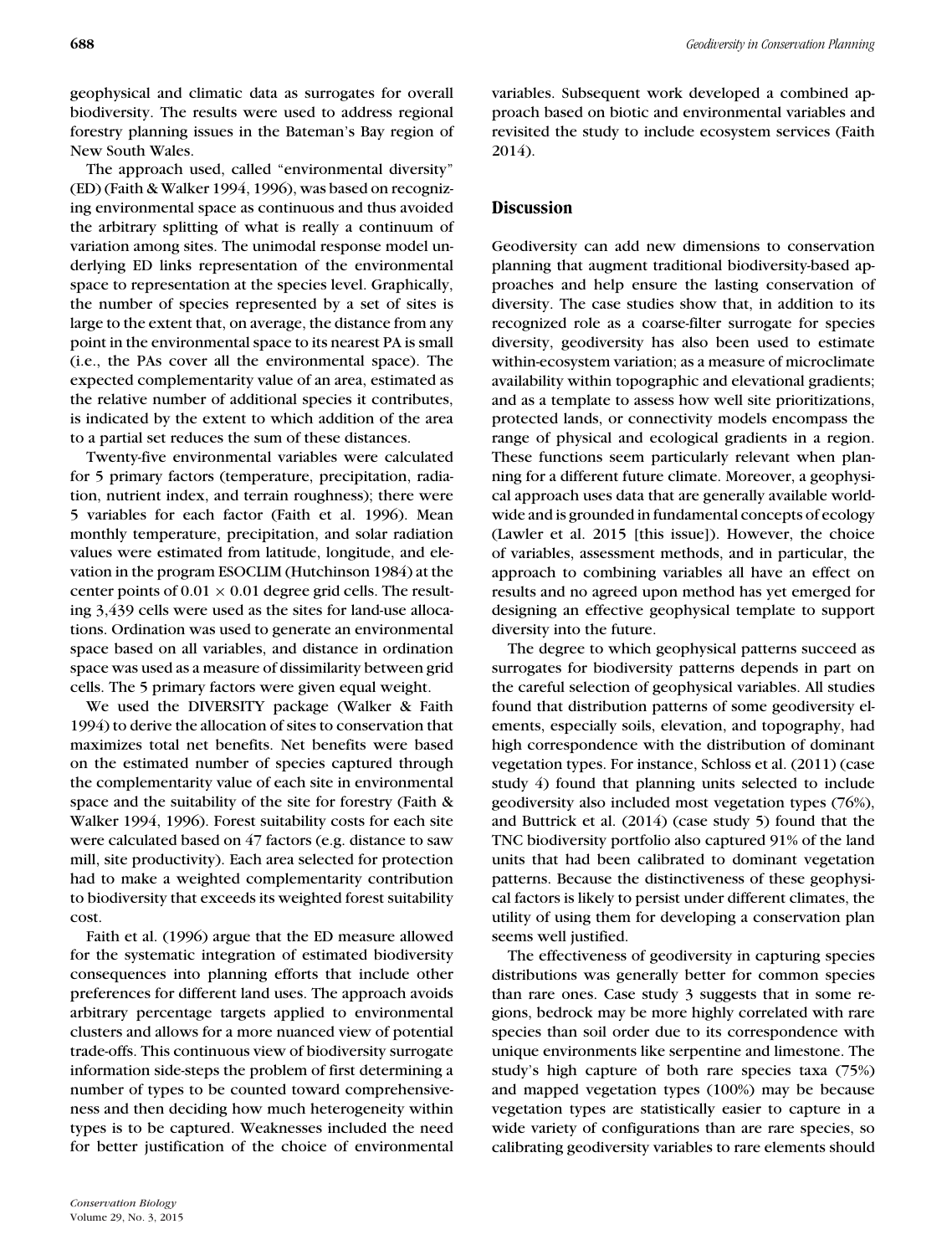geophysical and climatic data as surrogates for overall biodiversity. The results were used to address regional forestry planning issues in the Bateman's Bay region of New South Wales.

The approach used, called "environmental diversity" (ED) (Faith & Walker 1994, 1996), was based on recognizing environmental space as continuous and thus avoided the arbitrary splitting of what is really a continuum of variation among sites. The unimodal response model underlying ED links representation of the environmental space to representation at the species level. Graphically, the number of species represented by a set of sites is large to the extent that, on average, the distance from any point in the environmental space to its nearest PA is small (i.e., the PAs cover all the environmental space). The expected complementarity value of an area, estimated as the relative number of additional species it contributes, is indicated by the extent to which addition of the area to a partial set reduces the sum of these distances.

Twenty-five environmental variables were calculated for 5 primary factors (temperature, precipitation, radiation, nutrient index, and terrain roughness); there were 5 variables for each factor (Faith et al. 1996). Mean monthly temperature, precipitation, and solar radiation values were estimated from latitude, longitude, and elevation in the program ESOCLIM (Hutchinson 1984) at the center points of $0.01 \times 0.01$ degree grid cells. The resulting 3,439 cells were used as the sites for land-use allocations. Ordination was used to generate an environmental space based on all variables, and distance in ordination space was used as a measure of dissimilarity between grid cells. The 5 primary factors were given equal weight.

We used the DIVERSITY package (Walker & Faith 1994) to derive the allocation of sites to conservation that maximizes total net benefits. Net benefits were based on the estimated number of species captured through the complementarity value of each site in environmental space and the suitability of the site for forestry (Faith & Walker 1994, 1996). Forest suitability costs for each site were calculated based on 47 factors (e.g. distance to saw mill, site productivity). Each area selected for protection had to make a weighted complementarity contribution to biodiversity that exceeds its weighted forest suitability cost.

Faith et al. (1996) argue that the ED measure allowed for the systematic integration of estimated biodiversity consequences into planning efforts that include other preferences for different land uses. The approach avoids arbitrary percentage targets applied to environmental clusters and allows for a more nuanced view of potential trade-offs. This continuous view of biodiversity surrogate information side-steps the problem of first determining a number of types to be counted toward comprehensiveness and then deciding how much heterogeneity within types is to be captured. Weaknesses included the need for better justification of the choice of environmental variables. Subsequent work developed a combined approach based on biotic and environmental variables and revisited the study to include ecosystem services (Faith 2014).

## Discussion

Geodiversity can add new dimensions to conservation planning that augment traditional biodiversity-based approaches and help ensure the lasting conservation of diversity. The case studies show that, in addition to its recognized role as a coarse-filter surrogate for species diversity, geodiversity has also been used to estimate within-ecosystem variation; as a measure of microclimate availability within topographic and elevational gradients; and as a template to assess how well site prioritizations, protected lands, or connectivity models encompass the range of physical and ecological gradients in a region. These functions seem particularly relevant when planning for a different future climate. Moreover, a geophysical approach uses data that are generally available worldwide and is grounded in fundamental concepts of ecology (Lawler et al. 2015 [this issue]). However, the choice of variables, assessment methods, and in particular, the approach to combining variables all have an effect on results and no agreed upon method has yet emerged for designing an effective geophysical template to support diversity into the future.

The degree to which geophysical patterns succeed as surrogates for biodiversity patterns depends in part on the careful selection of geophysical variables. All studies found that distribution patterns of some geodiversity elements, especially soils, elevation, and topography, had high correspondence with the distribution of dominant vegetation types. For instance, Schloss et al. (2011) (case study 4) found that planning units selected to include geodiversity also included most vegetation types (76%), and Buttrick et al. (2014) (case study 5) found that the TNC biodiversity portfolio also captured 91% of the land units that had been calibrated to dominant vegetation patterns. Because the distinctiveness of these geophysical factors is likely to persist under different climates, the utility of using them for developing a conservation plan seems well justified.

The effectiveness of geodiversity in capturing species distributions was generally better for common species than rare ones. Case study 3 suggests that in some regions, bedrock may be more highly correlated with rare species than soil order due to its correspondence with unique environments like serpentine and limestone. The study's high capture of both rare species taxa (75%) and mapped vegetation types (100%) may be because vegetation types are statistically easier to capture in a wide variety of configurations than are rare species, so calibrating geodiversity variables to rare elements should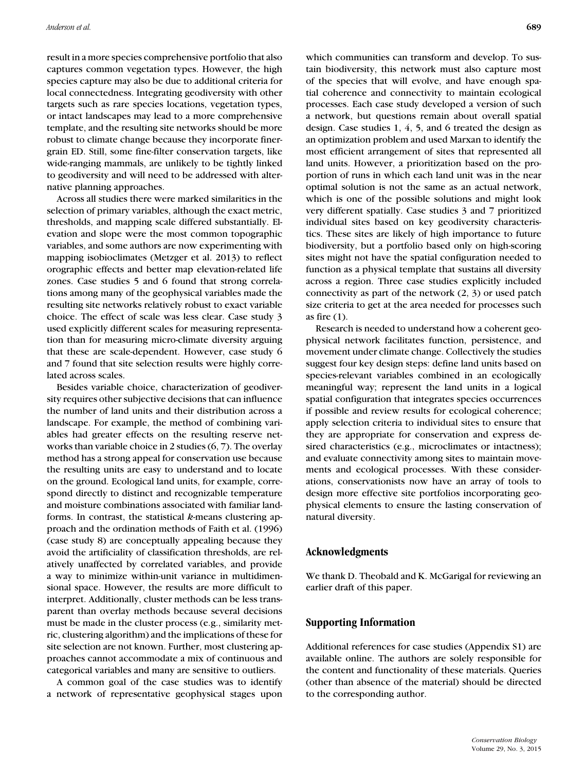result in a more species comprehensive portfolio that also captures common vegetation types. However, the high species capture may also be due to additional criteria for local connectedness. Integrating geodiversity with other targets such as rare species locations, vegetation types, or intact landscapes may lead to a more comprehensive template, and the resulting site networks should be more robust to climate change because they incorporate finer-grain ED. Still, some fine-filter conservation targets, like wide-ranging mammals, are unlikely to be tightly linked to geodiversity and will need to be addressed with alternative planning approaches.

Across all studies there were marked similarities in the selection of primary variables, although the exact metric, thresholds, and mapping scale differed substantially. Elevation and slope were the most common topographic variables, and some authors are now experimenting with mapping isobioclimates (Metzger et al. 2013) to reflect orographic effects and better map elevation-related life zones. Case studies 5 and 6 found that strong correlations among many of the geophysical variables made the resulting site networks relatively robust to exact variable choice. The effect of scale was less clear. Case study 3 used explicitly different scales for measuring representation than for measuring micro-climate diversity arguing that these are scale-dependent. However, case study 6 and 7 found that site selection results were highly correlated across scales.

Besides variable choice, characterization of geodiversity requires other subjective decisions that can influence the number of land units and their distribution across a landscape. For example, the method of combining variables had greater effects on the resulting reserve networks than variable choice in 2 studies (6, 7). The overlay method has a strong appeal for conservation use because the resulting units are easy to understand and to locate on the ground. Ecological land units, for example, correspond directly to distinct and recognizable temperature and moisture combinations associated with familiar landforms. In contrast, the statistical *k*-means clustering approach and the ordination methods of Faith et al. (1996) (case study 8) are conceptually appealing because they avoid the artificiality of classification thresholds, are relatively unaffected by correlated variables, and provide a way to minimize within-unit variance in multidimensional space. However, the results are more difficult to interpret. Additionally, cluster methods can be less transparent than overlay methods because several decisions must be made in the cluster process (e.g., similarity metric, clustering algorithm) and the implications of these for site selection are not known. Further, most clustering approaches cannot accommodate a mix of continuous and categorical variables and many are sensitive to outliers.

A common goal of the case studies was to identify a network of representative geophysical stages upon which communities can transform and develop. To sustain biodiversity, this network must also capture most of the species that will evolve, and have enough spatial coherence and connectivity to maintain ecological processes. Each case study developed a version of such a network, but questions remain about overall spatial design. Case studies 1, 4, 5, and 6 treated the design as an optimization problem and used Marxan to identify the most efficient arrangement of sites that represented all land units. However, a prioritization based on the proportion of runs in which each land unit was in the near optimal solution is not the same as an actual network, which is one of the possible solutions and might look very different spatially. Case studies 3 and 7 prioritized individual sites based on key geodiversity characteristics. These sites are likely of high importance to future biodiversity, but a portfolio based only on high-scoring sites might not have the spatial configuration needed to function as a physical template that sustains all diversity across a region. Three case studies explicitly included connectivity as part of the network (2, 3) or used patch size criteria to get at the area needed for processes such as fire (1).

Research is needed to understand how a coherent geophysical network facilitates function, persistence, and movement under climate change. Collectively the studies suggest four key design steps: define land units based on species-relevant variables combined in an ecologically meaningful way; represent the land units in a logical spatial configuration that integrates species occurrences if possible and review results for ecological coherence; apply selection criteria to individual sites to ensure that they are appropriate for conservation and express desired characteristics (e.g., microclimates or intactness); and evaluate connectivity among sites to maintain movements and ecological processes. With these considerations, conservationists now have an array of tools to design more effective site portfolios incorporating geophysical elements to ensure the lasting conservation of natural diversity.

## Acknowledgments

We thank D. Theobald and K. McGarigal for reviewing an earlier draft of this paper.

## Supporting Information

Additional references for case studies (Appendix S1) are available online. The authors are solely responsible for the content and functionality of these materials. Queries (other than absence of the material) should be directed to the corresponding author.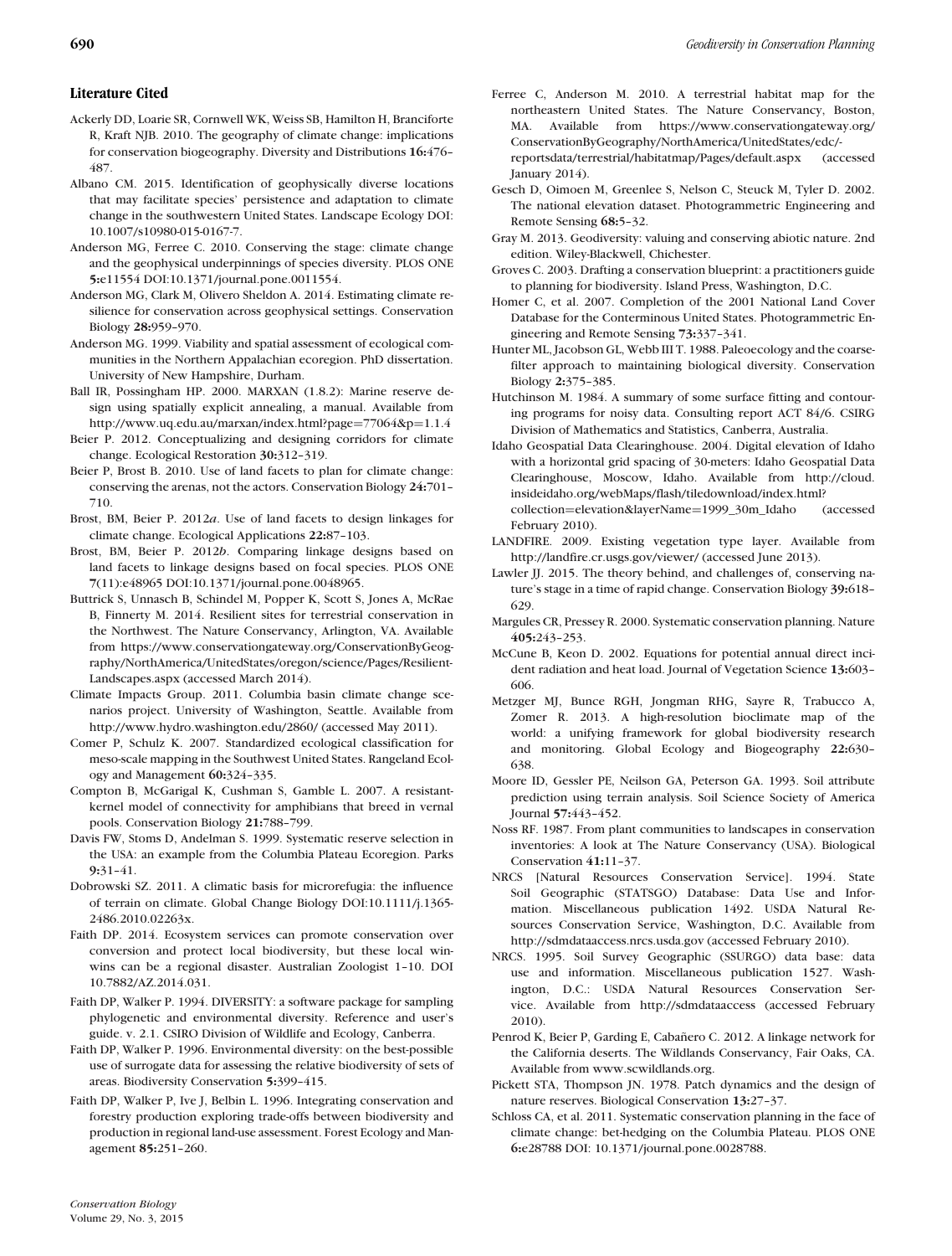## Literature Cited

Ackerly DD, Loarie SR, Cornwell WK, Weiss SB, Hamilton H, Branciforte R, Kraft NJB. 2010. The geography of climate change: implications for conservation biogeography. Diversity and Distributions **16:**476–487.

Albano CM. 2015. Identification of geophysically diverse locations that may facilitate species' persistence and adaptation to climate change in the southwestern United States. Landscape Ecology DOI: 10.1007/s10980-015-0167-7.

Anderson MG, Ferree C. 2010. Conserving the stage: climate change and the geophysical underpinnings of species diversity. PLOS ONE **5:**e11554 DOI:10.1371/journal.pone.0011554.

Anderson MG, Clark M, Olivero Sheldon A. 2014. Estimating climate resilience for conservation across geophysical settings. Conservation Biology **28:**959–970.

Anderson MG. 1999. Viability and spatial assessment of ecological communities in the Northern Appalachian ecoregion. PhD dissertation. University of New Hampshire, Durham.

Ball IR, Possingham HP. 2000. MARXAN (1.8.2): Marine reserve design using spatially explicit annealing, a manual. Available from http://www.uq.edu.au/marxan/index.html?page=77064&p=1.1.4

Beier P. 2012. Conceptualizing and designing corridors for climate change. Ecological Restoration **30:**312–319.

Beier P, Brost B. 2010. Use of land facets to plan for climate change: conserving the arenas, not the actors. Conservation Biology **24:**701–710.

Brost, BM, Beier P. 2012*a*. Use of land facets to design linkages for climate change. Ecological Applications **22:**87–103.

Brost, BM, Beier P. 2012*b*. Comparing linkage designs based on land facets to linkage designs based on focal species. PLOS ONE **7**(11):e48965 DOI:10.1371/journal.pone.0048965.

Buttrick S, Unnasch B, Schindel M, Popper K, Scott S, Jones A, McRae B, Finnerty M. 2014. Resilient sites for terrestrial conservation in the Northwest. The Nature Conservancy, Arlington, VA. Available from https://www.conservationgateway.org/ConservationByGeography/NorthAmerica/UnitedStates/oregon/science/Pages/Resilient-Landscapes.aspx (accessed March 2014).

Climate Impacts Group. 2011. Columbia basin climate change scenarios project. University of Washington, Seattle. Available from http://www.hydro.washington.edu/2860/ (accessed May 2011).

Comer P, Schulz K. 2007. Standardized ecological classification for meso-scale mapping in the Southwest United States. Rangeland Ecology and Management **60:**324–335.

Compton B, McGarigal K, Cushman S, Gamble L. 2007. A resistant-kernel model of connectivity for amphibians that breed in vernal pools. Conservation Biology **21:**788–799.

Davis FW, Stoms D, Andelman S. 1999. Systematic reserve selection in the USA: an example from the Columbia Plateau Ecoregion. Parks **9:**31–41.

Dobrowski SZ. 2011. A climatic basis for microrefugia: the influence of terrain on climate. Global Change Biology DOI:10.1111/j.1365-2486.2010.02263x.

Faith DP. 2014. Ecosystem services can promote conservation over conversion and protect local biodiversity, but these local win-wins can be a regional disaster. Australian Zoologist 1–10. DOI 10.7882/AZ.2014.031.

Faith DP, Walker P. 1994. DIVERSITY: a software package for sampling phylogenetic and environmental diversity. Reference and user's guide. v. 2.1. CSIRO Division of Wildlife and Ecology, Canberra.

Faith DP, Walker P. 1996. Environmental diversity: on the best-possible use of surrogate data for assessing the relative biodiversity of sets of areas. Biodiversity Conservation **5:**399–415.

Faith DP, Walker P, Ive J, Belbin L. 1996. Integrating conservation and forestry production exploring trade-offs between biodiversity and production in regional land-use assessment. Forest Ecology and Management **85:**251–260.

Ferree C, Anderson M. 2010. A terrestrial habitat map for the northeastern United States. The Nature Conservancy, Boston, MA. Available from https://www.conservationgateway.org/ConservationByGeography/NorthAmerica/UnitedStates/edc/-reportsdata/terrestrial/habitatmap/Pages/default.aspx (accessed January 2014).

Gesch D, Oimoen M, Greenlee S, Nelson C, Steuck M, Tyler D. 2002. The national elevation dataset. Photogrammetric Engineering and Remote Sensing **68:**5–32.

Gray M. 2013. Geodiversity: valuing and conserving abiotic nature. 2nd edition. Wiley-Blackwell, Chichester.

Groves C. 2003. Drafting a conservation blueprint: a practitioners guide to planning for biodiversity. Island Press, Washington, D.C.

Homer C, et al. 2007. Completion of the 2001 National Land Cover Database for the Conterminous United States. Photogrammetric Engineering and Remote Sensing **73:**337–341.

Hunter ML, Jacobson GL, Webb III T. 1988. Paleoecology and the coarse-filter approach to maintaining biological diversity. Conservation Biology **2:**375–385.

Hutchinson M. 1984. A summary of some surface fitting and contouring programs for noisy data. Consulting report ACT 84/6. CSIRG Division of Mathematics and Statistics, Canberra, Australia.

Idaho Geospatial Data Clearinghouse. 2004. Digital elevation of Idaho with a horizontal grid spacing of 30-meters: Idaho Geospatial Data Clearinghouse, Moscow, Idaho. Available from http://cloud.insideidaho.org/webMaps/flash/tiledownload/index.html?collection=elevation&layerName=1999_30m_Idaho (accessed February 2010).

LANDFIRE. 2009. Existing vegetation type layer. Available from http://landfire.cr.usgs.gov/viewer/ (accessed June 2013).

Lawler JJ. 2015. The theory behind, and challenges of, conserving nature's stage in a time of rapid change. Conservation Biology **39:**618–629.

Margules CR, Pressey R. 2000. Systematic conservation planning. Nature **405:**243–253.

McCune B, Keon D. 2002. Equations for potential annual direct incident radiation and heat load. Journal of Vegetation Science **13:**603–606.

Metzger MJ, Bunce RGH, Jongman RHG, Sayre R, Trabucco A, Zomer R. 2013. A high-resolution bioclimate map of the world: a unifying framework for global biodiversity research and monitoring. Global Ecology and Biogeography **22:**630–638.

Moore ID, Gessler PE, Neilson GA, Peterson GA. 1993. Soil attribute prediction using terrain analysis. Soil Science Society of America Journal **57:**443–452.

Noss RF. 1987. From plant communities to landscapes in conservation inventories: A look at The Nature Conservancy (USA). Biological Conservation **41:**11–37.

NRCS [Natural Resources Conservation Service]. 1994. State Soil Geographic (STATSGO) Database: Data Use and Information. Miscellaneous publication 1492. USDA Natural Resources Conservation Service, Washington, D.C. Available from http://sdmdataaccess.nrcs.usda.gov (accessed February 2010).

NRCS. 1995. Soil Survey Geographic (SSURGO) data base: data use and information. Miscellaneous publication 1527. Washington, D.C.: USDA Natural Resources Conservation Service. Available from http://sdmdataaccess (accessed February 2010).

Penrod K, Beier P, Garding E, Cabañero C. 2012. A linkage network for the California deserts. The Wildlands Conservancy, Fair Oaks, CA. Available from www.scwildlands.org.

Pickett STA, Thompson JN. 1978. Patch dynamics and the design of nature reserves. Biological Conservation **13:**27–37.

Schloss CA, et al. 2011. Systematic conservation planning in the face of climate change: bet-hedging on the Columbia Plateau. PLOS ONE **6:**e28788 DOI: 10.1371/journal.pone.0028788.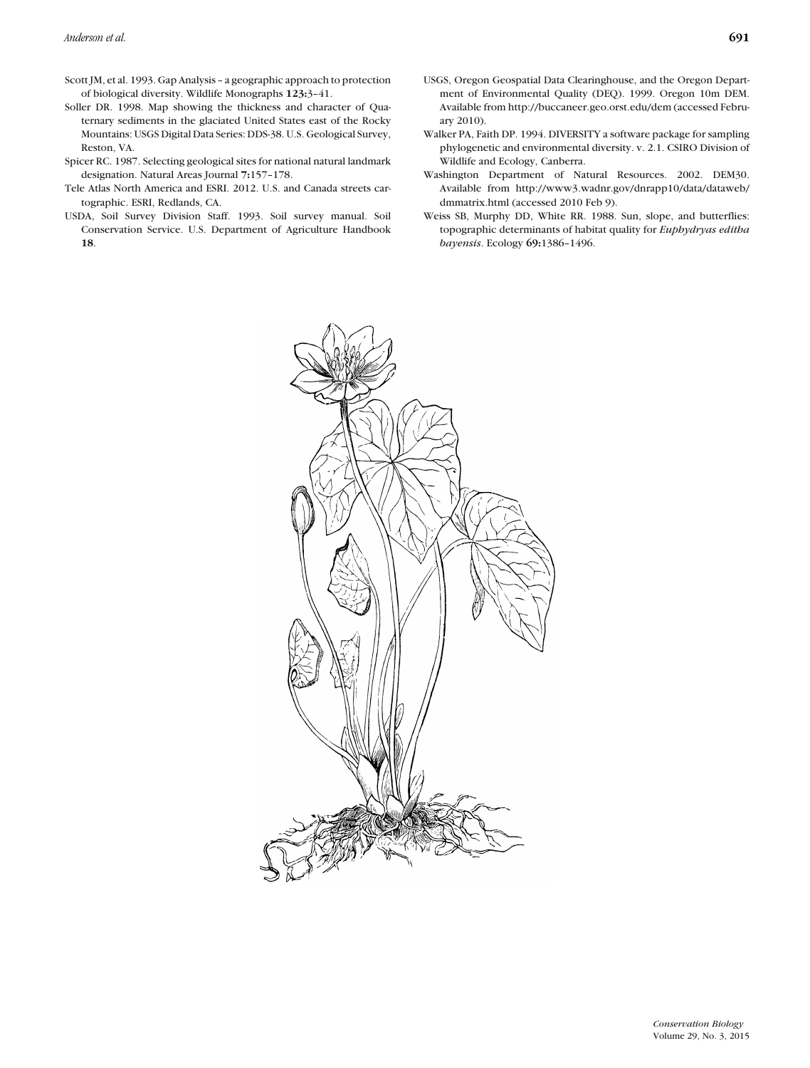Scott JM, et al. 1993. Gap Analysis – a geographic approach to protection of biological diversity. Wildlife Monographs **123:**3–41.

Soller DR. 1998. Map showing the thickness and character of Quaternary sediments in the glaciated United States east of the Rocky Mountains: USGS Digital Data Series: DDS-38. U.S. Geological Survey, Reston, VA.

Spicer RC. 1987. Selecting geological sites for national natural landmark designation. Natural Areas Journal **7:**157–178.

Tele Atlas North America and ESRI. 2012. U.S. and Canada streets cartographic. ESRI, Redlands, CA.

USDA, Soil Survey Division Staff. 1993. Soil survey manual. Soil Conservation Service. U.S. Department of Agriculture Handbook **18**.

USGS, Oregon Geospatial Data Clearinghouse, and the Oregon Department of Environmental Quality (DEQ). 1999. Oregon 10m DEM. Available from http://buccaneer.geo.orst.edu/dem (accessed February 2010).

Walker PA, Faith DP. 1994. DIVERSITY a software package for sampling phylogenetic and environmental diversity. v. 2.1. CSIRO Division of Wildlife and Ecology, Canberra.

Washington Department of Natural Resources. 2002. DEM30. Available from http://www3.wadnr.gov/dnrapp10/data/dataweb/dmmatrix.html (accessed 2010 Feb 9).

Weiss SB, Murphy DD, White RR. 1988. Sun, slope, and butterflies: topographic determinants of habitat quality for *Euphydryas editha bayensis*. Ecology **69:**1386–1496.